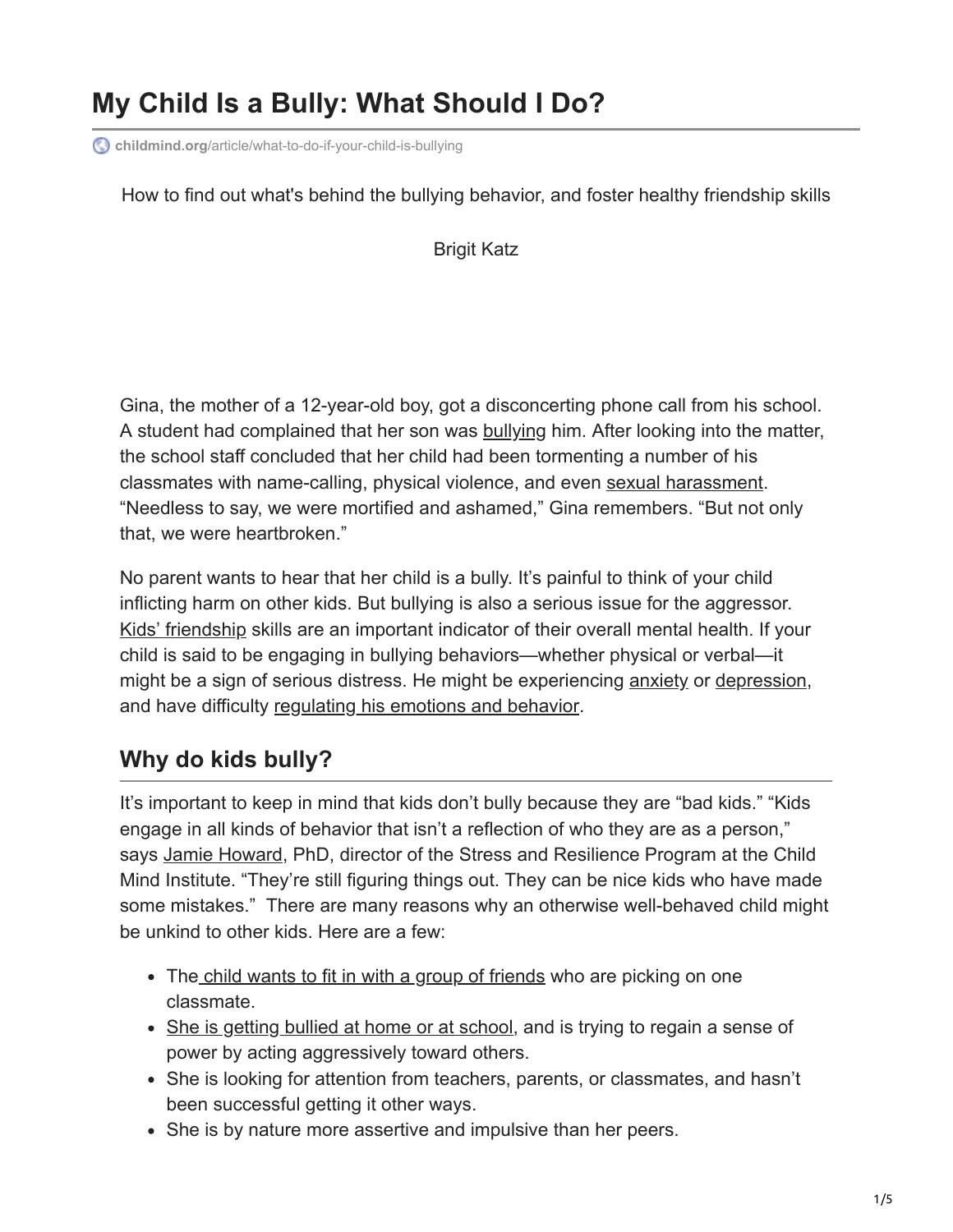# My Child Is a Bully: What Should I Do?

childmind.org/article/what-to-do-if-your-child-is-bullying

How to find out what's behind the bullying behavior, and foster healthy friendship skills

Brigit Katz

Gina, the mother of a 12-year-old boy, got a disconcerting phone call from his school. A student had complained that her son was bullying him. After looking into the matter, the school staff concluded that her child had been tormenting a number of his classmates with name-calling, physical violence, and even sexual harassment. "Needless to say, we were mortified and ashamed," Gina remembers. "But not only that, we were heartbroken."

No parent wants to hear that her child is a bully. It's painful to think of your child inflicting harm on other kids. But bullying is also a serious issue for the aggressor. Kids' friendship skills are an important indicator of their overall mental health. If your child is said to be engaging in bullying behaviors—whether physical or verbal—it might be a sign of serious distress. He might be experiencing anxiety or depression, and have difficulty regulating his emotions and behavior.

## Why do kids bully?

It's important to keep in mind that kids don't bully because they are "bad kids." "Kids engage in all kinds of behavior that isn't a reflection of who they are as a person," says Jamie Howard, PhD, director of the Stress and Resilience Program at the Child Mind Institute. "They're still figuring things out. They can be nice kids who have made some mistakes." There are many reasons why an otherwise well-behaved child might be unkind to other kids. Here are a few:

- The child wants to fit in with a group of friends who are picking on one classmate.
- She is getting bullied at home or at school, and is trying to regain a sense of power by acting aggressively toward others.
- She is looking for attention from teachers, parents, or classmates, and hasn't been successful getting it other ways.
- She is by nature more assertive and impulsive than her peers.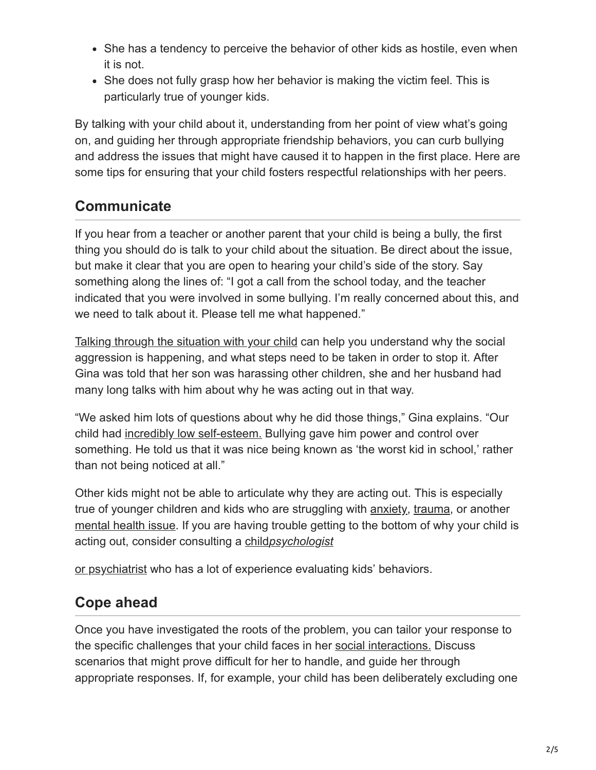- She has a tendency to perceive the behavior of other kids as hostile, even when it is not.
- She does not fully grasp how her behavior is making the victim feel. This is particularly true of younger kids.

By talking with your child about it, understanding from her point of view what's going on, and guiding her through appropriate friendship behaviors, you can curb bullying and address the issues that might have caused it to happen in the first place. Here are some tips for ensuring that your child fosters respectful relationships with her peers.

## Communicate

If you hear from a teacher or another parent that your child is being a bully, the first thing you should do is talk to your child about the situation. Be direct about the issue, but make it clear that you are open to hearing your child's side of the story. Say something along the lines of: "I got a call from the school today, and the teacher indicated that you were involved in some bullying. I'm really concerned about this, and we need to talk about it. Please tell me what happened."

Talking through the situation with your child can help you understand why the social aggression is happening, and what steps need to be taken in order to stop it. After Gina was told that her son was harassing other children, she and her husband had many long talks with him about why he was acting out in that way.

"We asked him lots of questions about why he did those things," Gina explains. "Our child had incredibly low self-esteem. Bullying gave him power and control over something. He told us that it was nice being known as 'the worst kid in school,' rather than not being noticed at all."

Other kids might not be able to articulate why they are acting out. This is especially true of younger children and kids who are struggling with anxiety, trauma, or another mental health issue. If you are having trouble getting to the bottom of why your child is acting out, consider consulting a child*psychologist* or psychiatrist who has a lot of experience evaluating kids' behaviors.

## Cope ahead

Once you have investigated the roots of the problem, you can tailor your response to the specific challenges that your child faces in her social interactions. Discuss scenarios that might prove difficult for her to handle, and guide her through appropriate responses. If, for example, your child has been deliberately excluding one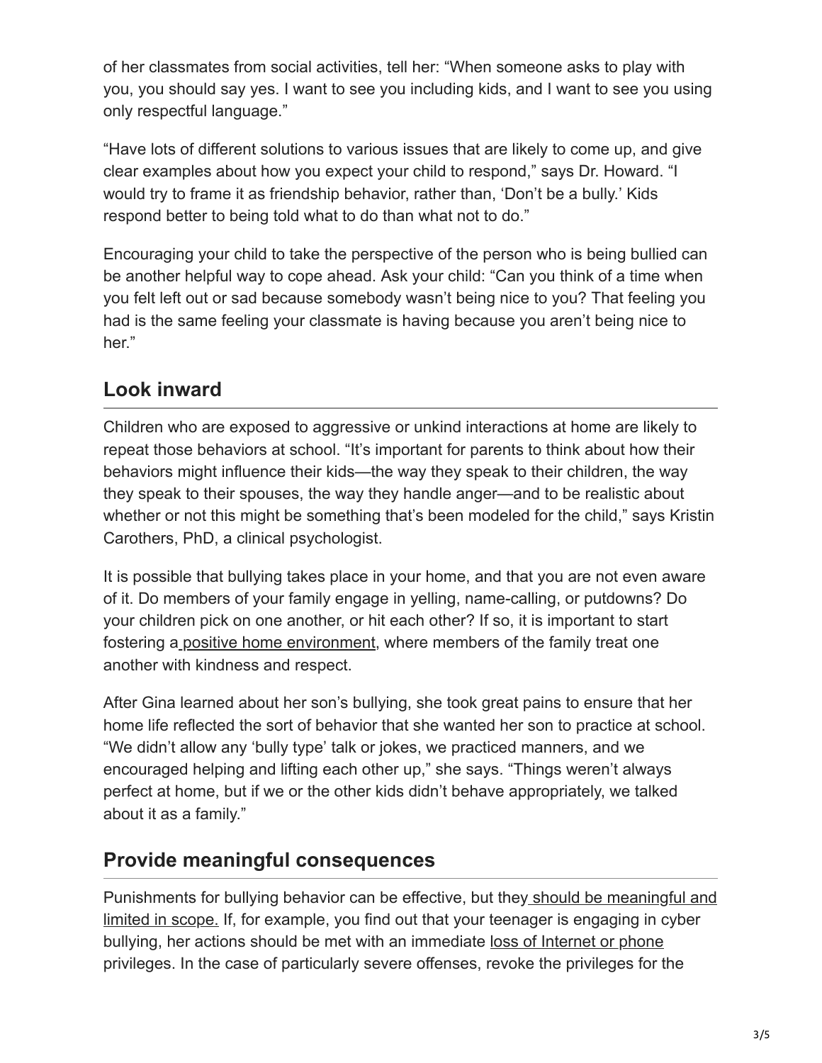of her classmates from social activities, tell her: "When someone asks to play with you, you should say yes. I want to see you including kids, and I want to see you using only respectful language."

"Have lots of different solutions to various issues that are likely to come up, and give clear examples about how you expect your child to respond," says Dr. Howard. "I would try to frame it as friendship behavior, rather than, 'Don't be a bully.' Kids respond better to being told what to do than what not to do."

Encouraging your child to take the perspective of the person who is being bullied can be another helpful way to cope ahead. Ask your child: "Can you think of a time when you felt left out or sad because somebody wasn't being nice to you? That feeling you had is the same feeling your classmate is having because you aren't being nice to her."

## Look inward

Children who are exposed to aggressive or unkind interactions at home are likely to repeat those behaviors at school. "It's important for parents to think about how their behaviors might influence their kids—the way they speak to their children, the way they speak to their spouses, the way they handle anger—and to be realistic about whether or not this might be something that's been modeled for the child," says Kristin Carothers, PhD, a clinical psychologist.

It is possible that bullying takes place in your home, and that you are not even aware of it. Do members of your family engage in yelling, name-calling, or putdowns? Do your children pick on one another, or hit each other? If so, it is important to start fostering a positive home environment, where members of the family treat one another with kindness and respect.

After Gina learned about her son's bullying, she took great pains to ensure that her home life reflected the sort of behavior that she wanted her son to practice at school. "We didn't allow any 'bully type' talk or jokes, we practiced manners, and we encouraged helping and lifting each other up," she says. "Things weren't always perfect at home, but if we or the other kids didn't behave appropriately, we talked about it as a family."

## Provide meaningful consequences

Punishments for bullying behavior can be effective, but they should be meaningful and limited in scope. If, for example, you find out that your teenager is engaging in cyber bullying, her actions should be met with an immediate loss of Internet or phone privileges. In the case of particularly severe offenses, revoke the privileges for the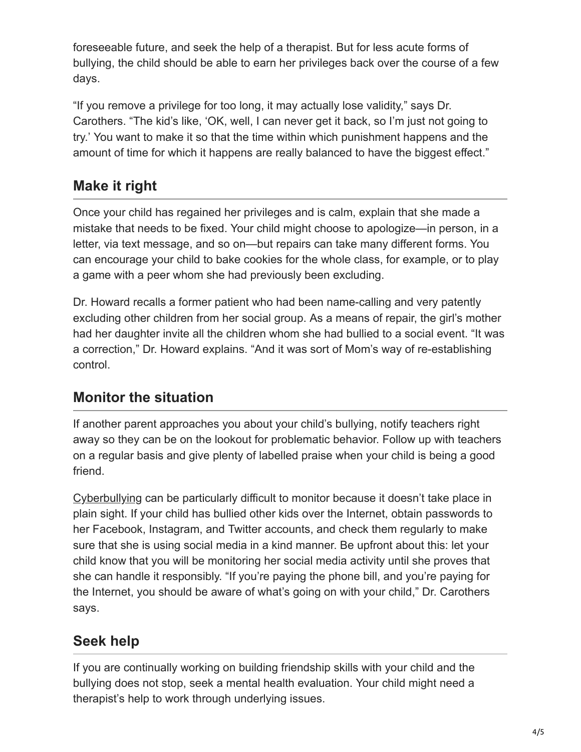foreseeable future, and seek the help of a therapist. But for less acute forms of bullying, the child should be able to earn her privileges back over the course of a few days.

"If you remove a privilege for too long, it may actually lose validity," says Dr. Carothers. "The kid's like, 'OK, well, I can never get it back, so I'm just not going to try.' You want to make it so that the time within which punishment happens and the amount of time for which it happens are really balanced to have the biggest effect."

## Make it right

Once your child has regained her privileges and is calm, explain that she made a mistake that needs to be fixed. Your child might choose to apologize—in person, in a letter, via text message, and so on—but repairs can take many different forms. You can encourage your child to bake cookies for the whole class, for example, or to play a game with a peer whom she had previously been excluding.

Dr. Howard recalls a former patient who had been name-calling and very patently excluding other children from her social group. As a means of repair, the girl's mother had her daughter invite all the children whom she had bullied to a social event. "It was a correction," Dr. Howard explains. "And it was sort of Mom's way of re-establishing control.

## Monitor the situation

If another parent approaches you about your child's bullying, notify teachers right away so they can be on the lookout for problematic behavior. Follow up with teachers on a regular basis and give plenty of labelled praise when your child is being a good friend.

Cyberbullying can be particularly difficult to monitor because it doesn't take place in plain sight. If your child has bullied other kids over the Internet, obtain passwords to her Facebook, Instagram, and Twitter accounts, and check them regularly to make sure that she is using social media in a kind manner. Be upfront about this: let your child know that you will be monitoring her social media activity until she proves that she can handle it responsibly. "If you're paying the phone bill, and you're paying for the Internet, you should be aware of what's going on with your child," Dr. Carothers says.

## Seek help

If you are continually working on building friendship skills with your child and the bullying does not stop, seek a mental health evaluation. Your child might need a therapist's help to work through underlying issues.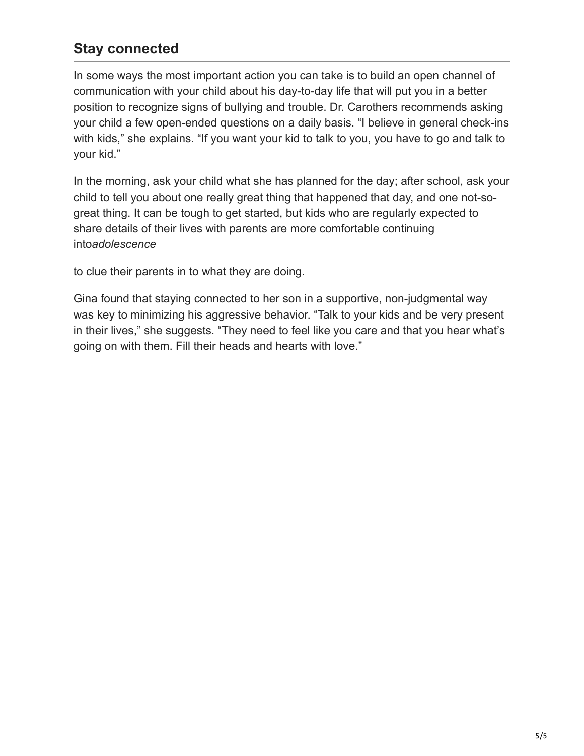## Stay connected

In some ways the most important action you can take is to build an open channel of communication with your child about his day-to-day life that will put you in a better position to recognize signs of bullying and trouble. Dr. Carothers recommends asking your child a few open-ended questions on a daily basis. "I believe in general check-ins with kids," she explains. "If you want your kid to talk to you, you have to go and talk to your kid."

In the morning, ask your child what she has planned for the day; after school, ask your child to tell you about one really great thing that happened that day, and one not-so-great thing. It can be tough to get started, but kids who are regularly expected to share details of their lives with parents are more comfortable continuing into*adolescence*

to clue their parents in to what they are doing.

Gina found that staying connected to her son in a supportive, non-judgmental way was key to minimizing his aggressive behavior. "Talk to your kids and be very present in their lives," she suggests. "They need to feel like you care and that you hear what's going on with them. Fill their heads and hearts with love."